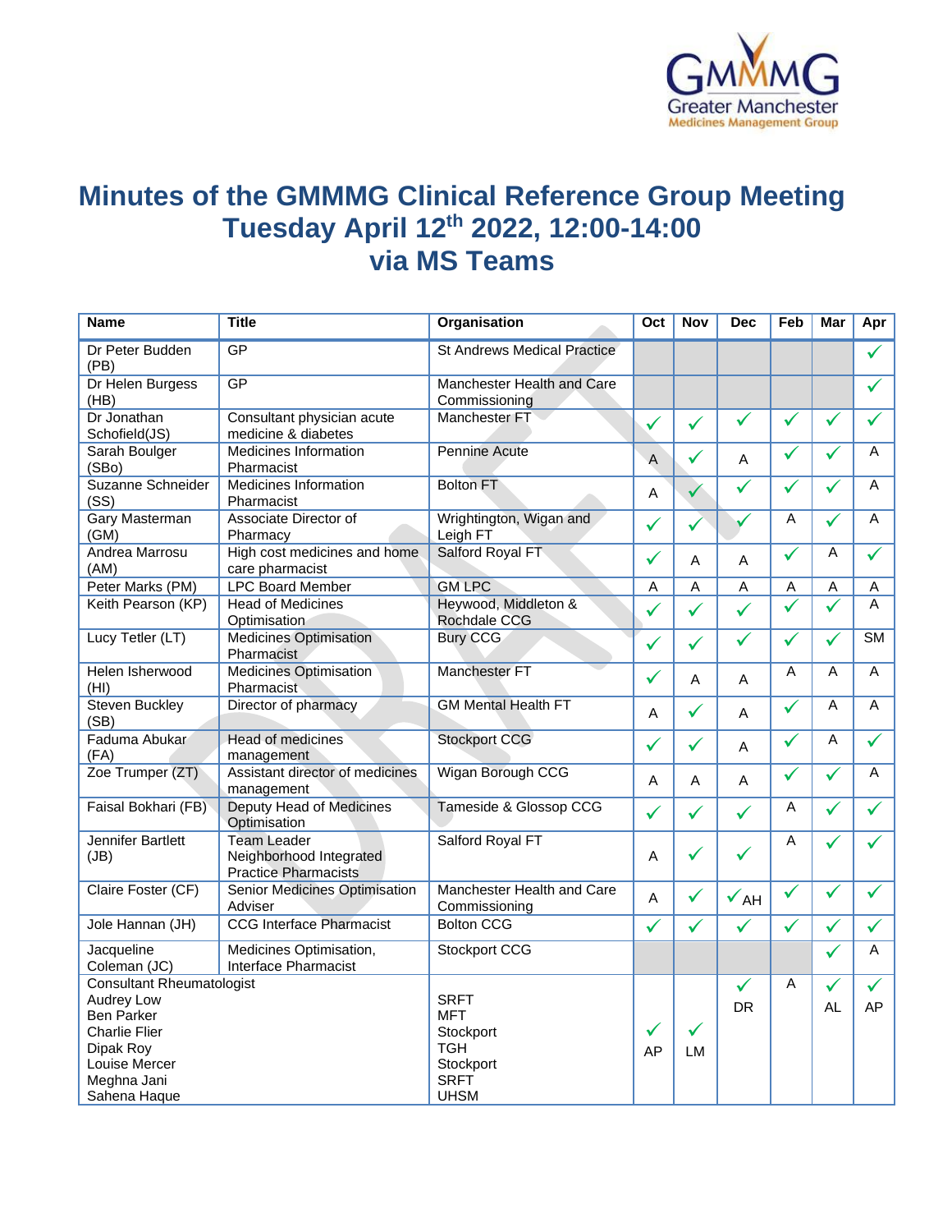# Minutes of the GMMMG Clinical Reference Group Meeting Tuesday April 12th 2022, 12:00-14:00 via MS Teams

| Name | Title | Organisation | Oct | Nov | Dec | Feb | Mar | Apr |
|---|---|---|---|---|---|---|---|---|
| Dr Peter Budden (PB) | GP | St Andrews Medical Practice | | | | | | ✓ |
| Dr Helen Burgess (HB) | GP | Manchester Health and Care Commissioning | | | | | | ✓ |
| Dr Jonathan Schofield(JS) | Consultant physician acute medicine & diabetes | Manchester FT | ✓ | ✓ | ✓ | ✓ | ✓ | ✓ |
| Sarah Boulger (SBo) | Medicines Information Pharmacist | Pennine Acute | A | ✓ | A | ✓ | ✓ | A |
| Suzanne Schneider (SS) | Medicines Information Pharmacist | Bolton FT | A | ✓ | ✓ | ✓ | ✓ | A |
| Gary Masterman (GM) | Associate Director of Pharmacy | Wrightington, Wigan and Leigh FT | ✓ | ✓ | ✓ | A | ✓ | A |
| Andrea Marrosu (AM) | High cost medicines and home care pharmacist | Salford Royal FT | ✓ | A | A | ✓ | A | ✓ |
| Peter Marks (PM) | LPC Board Member | GM LPC | A | A | A | A | A | A |
| Keith Pearson (KP) | Head of Medicines Optimisation | Heywood, Middleton & Rochdale CCG | ✓ | ✓ | ✓ | ✓ | ✓ | A |
| Lucy Tetler (LT) | Medicines Optimisation Pharmacist | Bury CCG | ✓ | ✓ | ✓ | ✓ | ✓ | SM |
| Helen Isherwood (HI) | Medicines Optimisation Pharmacist | Manchester FT | ✓ | A | A | A | A | A |
| Steven Buckley (SB) | Director of pharmacy | GM Mental Health FT | A | ✓ | A | ✓ | A | A |
| Faduma Abukar (FA) | Head of medicines management | Stockport CCG | ✓ | ✓ | A | ✓ | A | ✓ |
| Zoe Trumper (ZT) | Assistant director of medicines management | Wigan Borough CCG | A | A | A | ✓ | ✓ | A |
| Faisal Bokhari (FB) | Deputy Head of Medicines Optimisation | Tameside & Glossop CCG | ✓ | ✓ | ✓ | A | ✓ | ✓ |
| Jennifer Bartlett (JB) | Team Leader Neighborhood Integrated Practice Pharmacists | Salford Royal FT | A | ✓ | ✓ | A | ✓ | ✓ |
| Claire Foster (CF) | Senior Medicines Optimisation Adviser | Manchester Health and Care Commissioning | A | ✓ | ✓ AH | ✓ | ✓ | ✓ |
| Jole Hannan (JH) | CCG Interface Pharmacist | Bolton CCG | ✓ | ✓ | ✓ | ✓ | ✓ | ✓ |
| Jacqueline Coleman (JC) | Medicines Optimisation, Interface Pharmacist | Stockport CCG | | | | | ✓ | A |
| Consultant Rheumatologist<br>Audrey Low<br>Ben Parker<br>Charlie Flier<br>Dipak Roy<br>Louise Mercer<br>Meghna Jani<br>Sahena Haque | | SRFT<br>MFT<br>Stockport<br>TGH<br>Stockport<br>SRFT<br>UHSM | ✓ AP | ✓ LM | ✓ DR | A | ✓ AL | ✓ AP |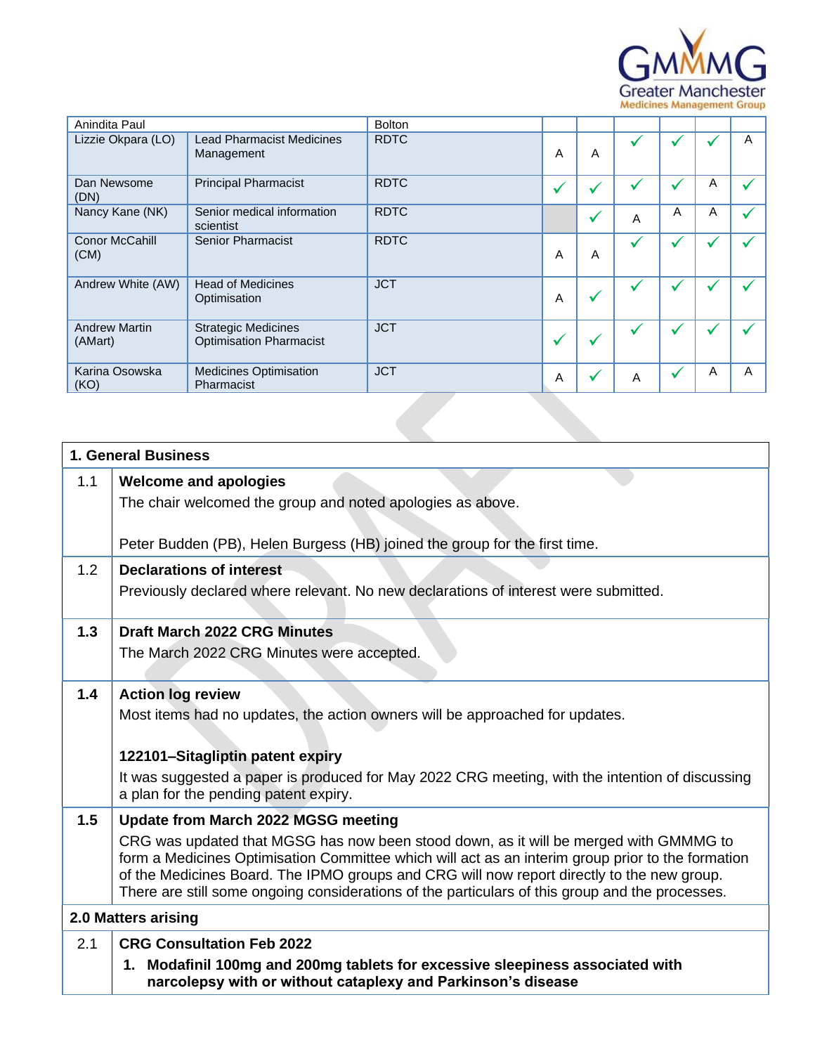| Anindita Paul | | Bolton | | | | | | |
|---|---|---|---|---|---|---|---|---|
| Lizzie Okpara (LO) | Lead Pharmacist Medicines Management | RDTC | A | A | ✓ | ✓ | ✓ | A |
| Dan Newsome (DN) | Principal Pharmacist | RDTC | ✓ | ✓ | ✓ | ✓ | A | ✓ |
| Nancy Kane (NK) | Senior medical information scientist | RDTC | | ✓ | A | A | A | ✓ |
| Conor McCahill (CM) | Senior Pharmacist | RDTC | A | A | ✓ | ✓ | ✓ | ✓ |
| Andrew White (AW) | Head of Medicines Optimisation | JCT | A | ✓ | ✓ | ✓ | ✓ | ✓ |
| Andrew Martin (AMart) | Strategic Medicines Optimisation Pharmacist | JCT | ✓ | ✓ | ✓ | ✓ | ✓ | ✓ |
| Karina Osowska (KO) | Medicines Optimisation Pharmacist | JCT | A | ✓ | A | ✓ | A | A |

| 1. General Business | |
|---|---|
| 1.1 | **Welcome and apologies**<br>The chair welcomed the group and noted apologies as above.<br><br>Peter Budden (PB), Helen Burgess (HB) joined the group for the first time. |
| 1.2 | **Declarations of interest**<br>Previously declared where relevant. No new declarations of interest were submitted. |
| **1.3** | **Draft March 2022 CRG Minutes**<br>The March 2022 CRG Minutes were accepted. |
| **1.4** | **Action log review**<br>Most items had no updates, the action owners will be approached for updates.<br><br>**122101–Sitagliptin patent expiry**<br>It was suggested a paper is produced for May 2022 CRG meeting, with the intention of discussing a plan for the pending patent expiry. |
| **1.5** | **Update from March 2022 MGSG meeting**<br>CRG was updated that MGSG has now been stood down, as it will be merged with GMMMG to form a Medicines Optimisation Committee which will act as an interim group prior to the formation of the Medicines Board. The IPMO groups and CRG will now report directly to the new group. There are still some ongoing considerations of the particulars of this group and the processes. |
| **2.0 Matters arising** | |
| 2.1 | **CRG Consultation Feb 2022**<br>**1. Modafinil 100mg and 200mg tablets for excessive sleepiness associated with narcolepsy with or without cataplexy and Parkinson's disease** |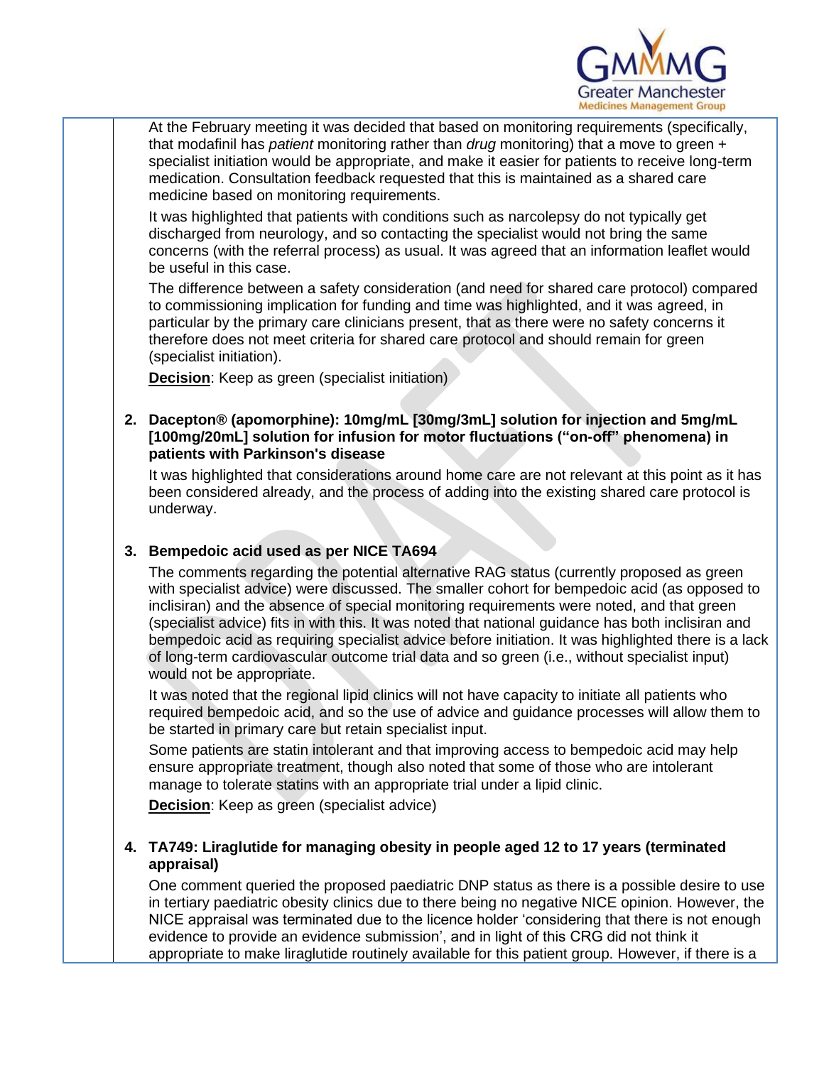At the February meeting it was decided that based on monitoring requirements (specifically, that modafinil has *patient* monitoring rather than *drug* monitoring) that a move to green + specialist initiation would be appropriate, and make it easier for patients to receive long-term medication. Consultation feedback requested that this is maintained as a shared care medicine based on monitoring requirements.

It was highlighted that patients with conditions such as narcolepsy do not typically get discharged from neurology, and so contacting the specialist would not bring the same concerns (with the referral process) as usual. It was agreed that an information leaflet would be useful in this case.

The difference between a safety consideration (and need for shared care protocol) compared to commissioning implication for funding and time was highlighted, and it was agreed, in particular by the primary care clinicians present, that as there were no safety concerns it therefore does not meet criteria for shared care protocol and should remain for green (specialist initiation).

**Decision**: Keep as green (specialist initiation)

2. **Dacepton® (apomorphine): 10mg/mL [30mg/3mL] solution for injection and 5mg/mL [100mg/20mL] solution for infusion for motor fluctuations ("on-off" phenomena) in patients with Parkinson's disease**

   It was highlighted that considerations around home care are not relevant at this point as it has been considered already, and the process of adding into the existing shared care protocol is underway.

3. **Bempedoic acid used as per NICE TA694**

   The comments regarding the potential alternative RAG status (currently proposed as green with specialist advice) were discussed. The smaller cohort for bempedoic acid (as opposed to inclisiran) and the absence of special monitoring requirements were noted, and that green (specialist advice) fits in with this. It was noted that national guidance has both inclisiran and bempedoic acid as requiring specialist advice before initiation. It was highlighted there is a lack of long-term cardiovascular outcome trial data and so green (i.e., without specialist input) would not be appropriate.

   It was noted that the regional lipid clinics will not have capacity to initiate all patients who required bempedoic acid, and so the use of advice and guidance processes will allow them to be started in primary care but retain specialist input.

   Some patients are statin intolerant and that improving access to bempedoic acid may help ensure appropriate treatment, though also noted that some of those who are intolerant manage to tolerate statins with an appropriate trial under a lipid clinic.

   **Decision**: Keep as green (specialist advice)

4. **TA749: Liraglutide for managing obesity in people aged 12 to 17 years (terminated appraisal)**

   One comment queried the proposed paediatric DNP status as there is a possible desire to use in tertiary paediatric obesity clinics due to there being no negative NICE opinion. However, the NICE appraisal was terminated due to the licence holder 'considering that there is not enough evidence to provide an evidence submission', and in light of this CRG did not think it appropriate to make liraglutide routinely available for this patient group. However, if there is a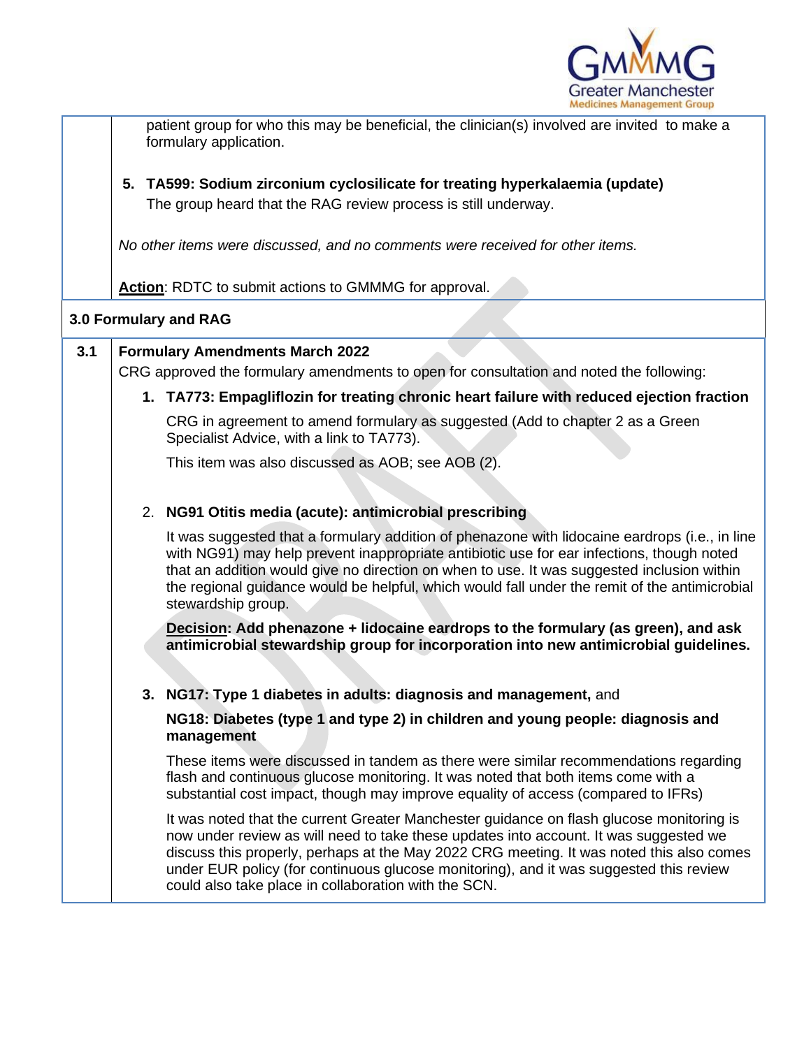patient group for who this may be beneficial, the clinician(s) involved are invited to make a formulary application.

5. **TA599: Sodium zirconium cyclosilicate for treating hyperkalaemia (update)**
   The group heard that the RAG review process is still underway.

*No other items were discussed, and no comments were received for other items.*

**Action**: RDTC to submit actions to GMMMG for approval.

## 3.0 Formulary and RAG

### 3.1 Formulary Amendments March 2022

CRG approved the formulary amendments to open for consultation and noted the following:

1. **TA773: Empagliflozin for treating chronic heart failure with reduced ejection fraction**

   CRG in agreement to amend formulary as suggested (Add to chapter 2 as a Green Specialist Advice, with a link to TA773).

   This item was also discussed as AOB; see AOB (2).

2. **NG91 Otitis media (acute): antimicrobial prescribing**

   It was suggested that a formulary addition of phenazone with lidocaine eardrops (i.e., in line with NG91) may help prevent inappropriate antibiotic use for ear infections, though noted that an addition would give no direction on when to use. It was suggested inclusion within the regional guidance would be helpful, which would fall under the remit of the antimicrobial stewardship group.

   **Decision: Add phenazone + lidocaine eardrops to the formulary (as green), and ask antimicrobial stewardship group for incorporation into new antimicrobial guidelines.**

3. **NG17: Type 1 diabetes in adults: diagnosis and management,** and

   **NG18: Diabetes (type 1 and type 2) in children and young people: diagnosis and management**

   These items were discussed in tandem as there were similar recommendations regarding flash and continuous glucose monitoring. It was noted that both items come with a substantial cost impact, though may improve equality of access (compared to IFRs)

   It was noted that the current Greater Manchester guidance on flash glucose monitoring is now under review as will need to take these updates into account. It was suggested we discuss this properly, perhaps at the May 2022 CRG meeting. It was noted this also comes under EUR policy (for continuous glucose monitoring), and it was suggested this review could also take place in collaboration with the SCN.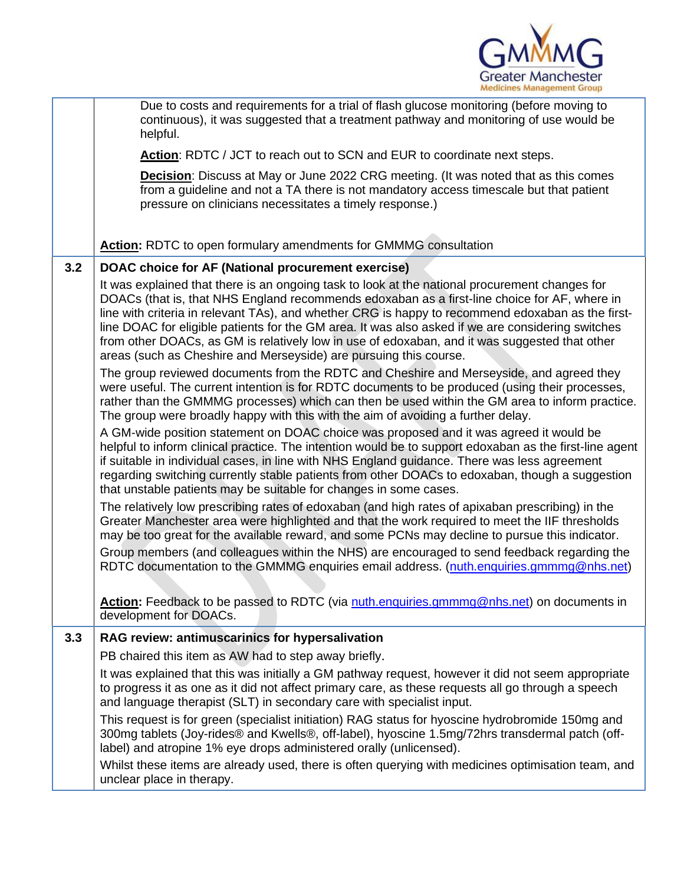| | |
|---|---|
| | Due to costs and requirements for a trial of flash glucose monitoring (before moving to continuous), it was suggested that a treatment pathway and monitoring of use would be helpful.<br><br>**Action**: RDTC / JCT to reach out to SCN and EUR to coordinate next steps.<br><br>**Decision**: Discuss at May or June 2022 CRG meeting. (It was noted that as this comes from a guideline and not a TA there is not mandatory access timescale but that patient pressure on clinicians necessitates a timely response.)<br><br>**Action:** RDTC to open formulary amendments for GMMMG consultation |
| **3.2** | **DOAC choice for AF (National procurement exercise)**<br><br>It was explained that there is an ongoing task to look at the national procurement changes for DOACs (that is, that NHS England recommends edoxaban as a first-line choice for AF, where in line with criteria in relevant TAs), and whether CRG is happy to recommend edoxaban as the first-line DOAC for eligible patients for the GM area. It was also asked if we are considering switches from other DOACs, as GM is relatively low in use of edoxaban, and it was suggested that other areas (such as Cheshire and Merseyside) are pursuing this course.<br><br>The group reviewed documents from the RDTC and Cheshire and Merseyside, and agreed they were useful. The current intention is for RDTC documents to be produced (using their processes, rather than the GMMMG processes) which can then be used within the GM area to inform practice. The group were broadly happy with this with the aim of avoiding a further delay.<br><br>A GM-wide position statement on DOAC choice was proposed and it was agreed it would be helpful to inform clinical practice. The intention would be to support edoxaban as the first-line agent if suitable in individual cases, in line with NHS England guidance. There was less agreement regarding switching currently stable patients from other DOACs to edoxaban, though a suggestion that unstable patients may be suitable for changes in some cases.<br><br>The relatively low prescribing rates of edoxaban (and high rates of apixaban prescribing) in the Greater Manchester area were highlighted and that the work required to meet the IIF thresholds may be too great for the available reward, and some PCNs may decline to pursue this indicator.<br><br>Group members (and colleagues within the NHS) are encouraged to send feedback regarding the RDTC documentation to the GMMMG enquiries email address. (nuth.enquiries.gmmmg@nhs.net)<br><br>**Action:** Feedback to be passed to RDTC (via nuth.enquiries.gmmmg@nhs.net) on documents in development for DOACs. |
| **3.3** | **RAG review: antimuscarinics for hypersalivation**<br><br>PB chaired this item as AW had to step away briefly.<br><br>It was explained that this was initially a GM pathway request, however it did not seem appropriate to progress it as one as it did not affect primary care, as these requests all go through a speech and language therapist (SLT) in secondary care with specialist input.<br><br>This request is for green (specialist initiation) RAG status for hyoscine hydrobromide 150mg and 300mg tablets (Joy-rides® and Kwells®, off-label), hyoscine 1.5mg/72hrs transdermal patch (off-label) and atropine 1% eye drops administered orally (unlicensed).<br><br>Whilst these items are already used, there is often querying with medicines optimisation team, and unclear place in therapy. |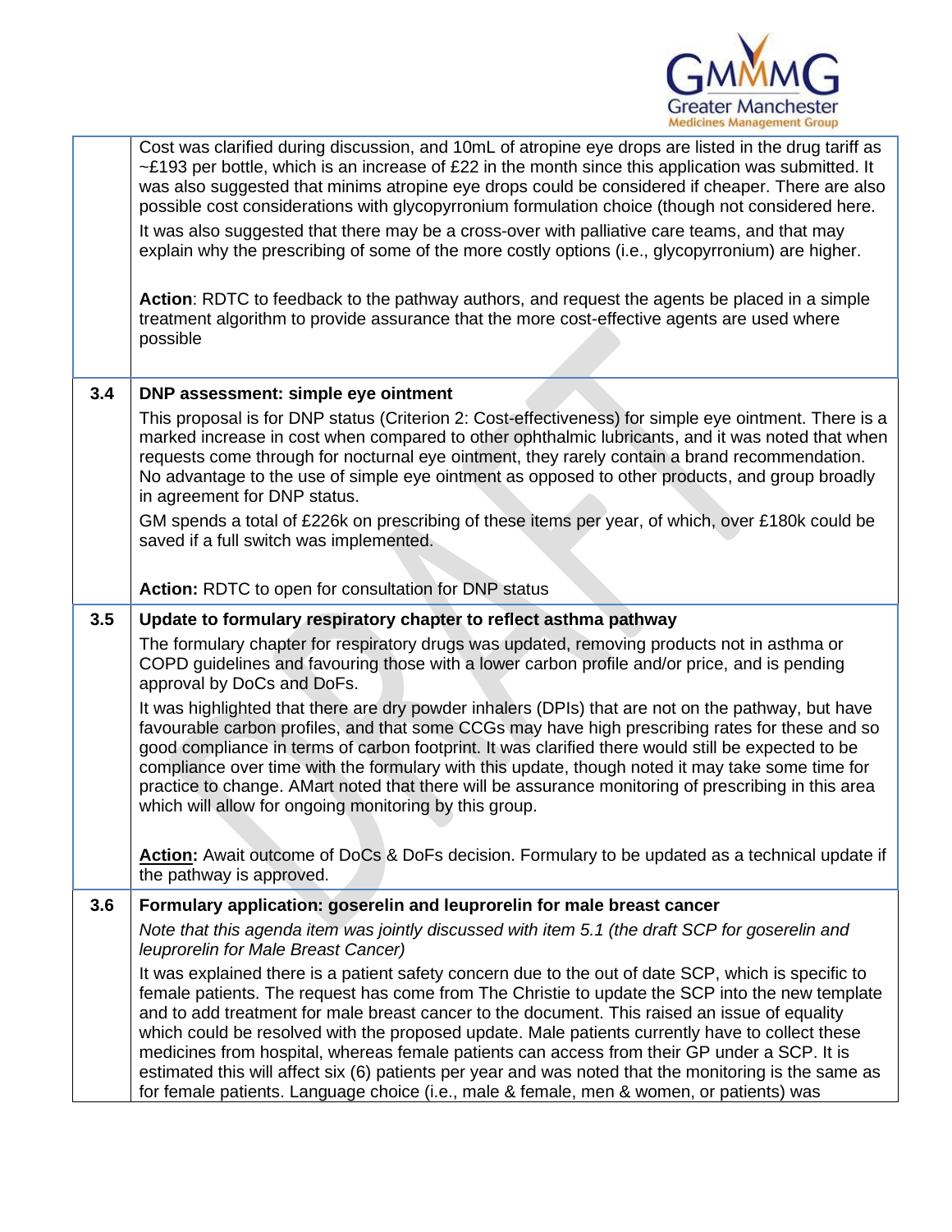| | |
|---|---|
| | Cost was clarified during discussion, and 10mL of atropine eye drops are listed in the drug tariff as ~£193 per bottle, which is an increase of £22 in the month since this application was submitted. It was also suggested that minims atropine eye drops could be considered if cheaper. There are also possible cost considerations with glycopyrronium formulation choice (though not considered here.<br><br>It was also suggested that there may be a cross-over with palliative care teams, and that may explain why the prescribing of some of the more costly options (i.e., glycopyrronium) are higher.<br><br>**Action**: RDTC to feedback to the pathway authors, and request the agents be placed in a simple treatment algorithm to provide assurance that the more cost-effective agents are used where possible |
| **3.4** | **DNP assessment: simple eye ointment**<br><br>This proposal is for DNP status (Criterion 2: Cost-effectiveness) for simple eye ointment. There is a marked increase in cost when compared to other ophthalmic lubricants, and it was noted that when requests come through for nocturnal eye ointment, they rarely contain a brand recommendation. No advantage to the use of simple eye ointment as opposed to other products, and group broadly in agreement for DNP status.<br><br>GM spends a total of £226k on prescribing of these items per year, of which, over £180k could be saved if a full switch was implemented.<br><br>**Action:** RDTC to open for consultation for DNP status |
| **3.5** | **Update to formulary respiratory chapter to reflect asthma pathway**<br><br>The formulary chapter for respiratory drugs was updated, removing products not in asthma or COPD guidelines and favouring those with a lower carbon profile and/or price, and is pending approval by DoCs and DoFs.<br><br>It was highlighted that there are dry powder inhalers (DPIs) that are not on the pathway, but have favourable carbon profiles, and that some CCGs may have high prescribing rates for these and so good compliance in terms of carbon footprint. It was clarified there would still be expected to be compliance over time with the formulary with this update, though noted it may take some time for practice to change. AMart noted that there will be assurance monitoring of prescribing in this area which will allow for ongoing monitoring by this group.<br><br>**Action:** Await outcome of DoCs & DoFs decision. Formulary to be updated as a technical update if the pathway is approved. |
| **3.6** | **Formulary application: goserelin and leuprorelin for male breast cancer**<br><br>*Note that this agenda item was jointly discussed with item 5.1 (the draft SCP for goserelin and leuprorelin for Male Breast Cancer)*<br><br>It was explained there is a patient safety concern due to the out of date SCP, which is specific to female patients. The request has come from The Christie to update the SCP into the new template and to add treatment for male breast cancer to the document. This raised an issue of equality which could be resolved with the proposed update. Male patients currently have to collect these medicines from hospital, whereas female patients can access from their GP under a SCP. It is estimated this will affect six (6) patients per year and was noted that the monitoring is the same as for female patients. Language choice (i.e., male & female, men & women, or patients) was |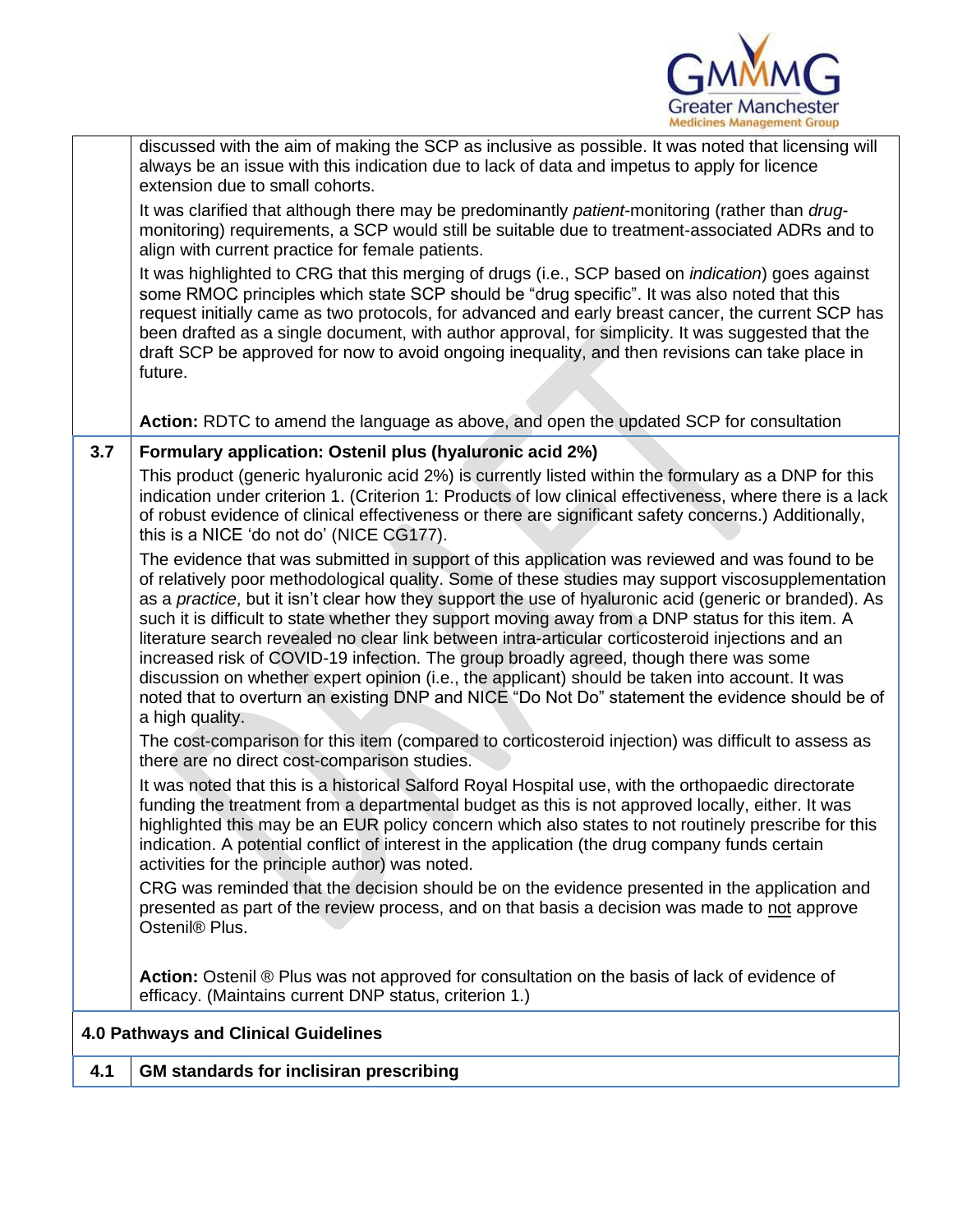| | |
|---|---|
| | discussed with the aim of making the SCP as inclusive as possible. It was noted that licensing will always be an issue with this indication due to lack of data and impetus to apply for licence extension due to small cohorts.<br><br>It was clarified that although there may be predominantly *patient*-monitoring (rather than *drug*-monitoring) requirements, a SCP would still be suitable due to treatment-associated ADRs and to align with current practice for female patients.<br><br>It was highlighted to CRG that this merging of drugs (i.e., SCP based on *indication*) goes against some RMOC principles which state SCP should be "drug specific". It was also noted that this request initially came as two protocols, for advanced and early breast cancer, the current SCP has been drafted as a single document, with author approval, for simplicity. It was suggested that the draft SCP be approved for now to avoid ongoing inequality, and then revisions can take place in future.<br><br>**Action:** RDTC to amend the language as above, and open the updated SCP for consultation |
| **3.7** | **Formulary application: Ostenil plus (hyaluronic acid 2%)**<br><br>This product (generic hyaluronic acid 2%) is currently listed within the formulary as a DNP for this indication under criterion 1. (Criterion 1: Products of low clinical effectiveness, where there is a lack of robust evidence of clinical effectiveness or there are significant safety concerns.) Additionally, this is a NICE 'do not do' (NICE CG177).<br><br>The evidence that was submitted in support of this application was reviewed and was found to be of relatively poor methodological quality. Some of these studies may support viscosupplementation as a *practice*, but it isn't clear how they support the use of hyaluronic acid (generic or branded). As such it is difficult to state whether they support moving away from a DNP status for this item. A literature search revealed no clear link between intra-articular corticosteroid injections and an increased risk of COVID-19 infection. The group broadly agreed, though there was some discussion on whether expert opinion (i.e., the applicant) should be taken into account. It was noted that to overturn an existing DNP and NICE "Do Not Do" statement the evidence should be of a high quality.<br><br>The cost-comparison for this item (compared to corticosteroid injection) was difficult to assess as there are no direct cost-comparison studies.<br><br>It was noted that this is a historical Salford Royal Hospital use, with the orthopaedic directorate funding the treatment from a departmental budget as this is not approved locally, either. It was highlighted this may be an EUR policy concern which also states to not routinely prescribe for this indication. A potential conflict of interest in the application (the drug company funds certain activities for the principle author) was noted.<br><br>CRG was reminded that the decision should be on the evidence presented in the application and presented as part of the review process, and on that basis a decision was made to <u>not</u> approve Ostenil® Plus.<br><br>**Action:** Ostenil ® Plus was not approved for consultation on the basis of lack of evidence of efficacy. (Maintains current DNP status, criterion 1.) |
| **4.0 Pathways and Clinical Guidelines** | |
| **4.1** | **GM standards for inclisiran prescribing** |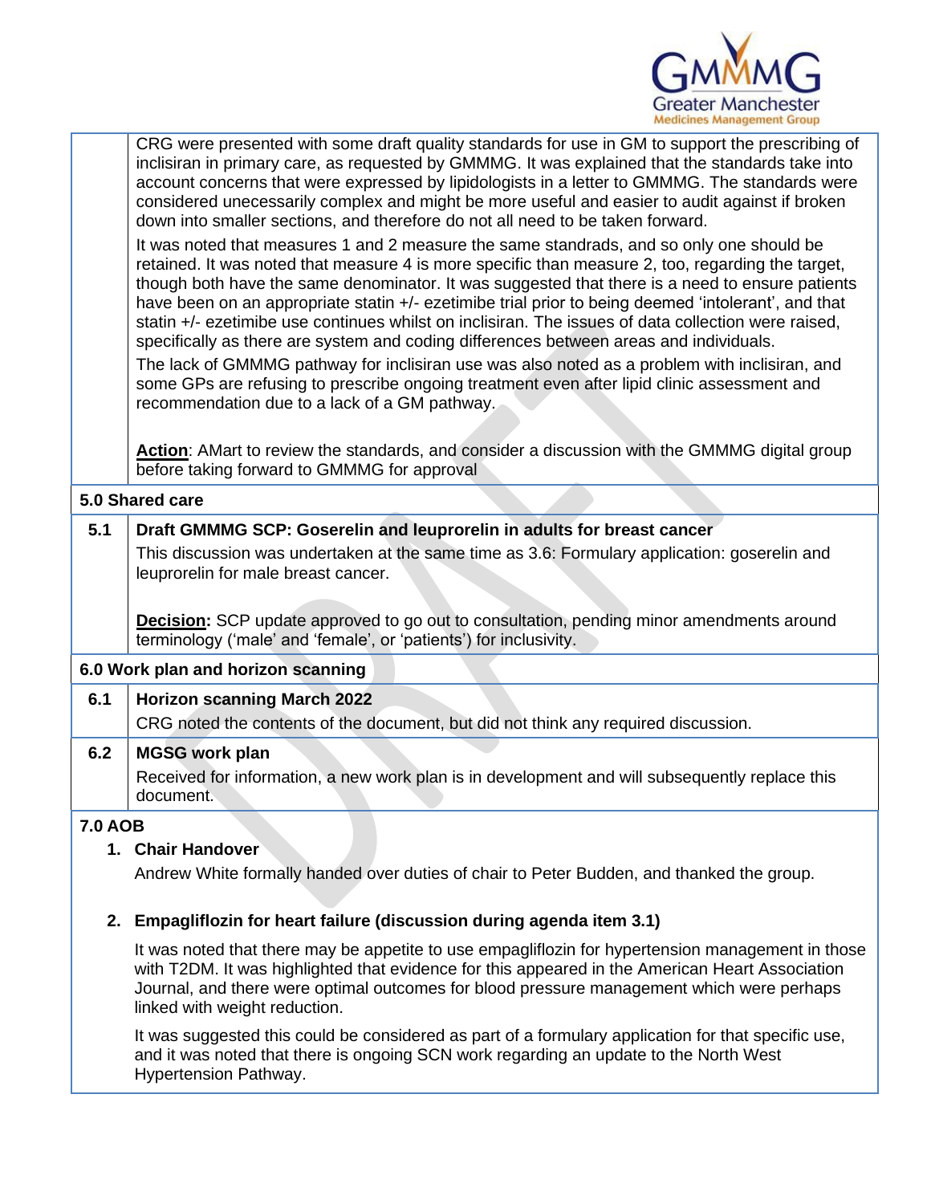CRG were presented with some draft quality standards for use in GM to support the prescribing of inclisiran in primary care, as requested by GMMMG. It was explained that the standards take into account concerns that were expressed by lipidologists in a letter to GMMMG. The standards were considered unecessarily complex and might be more useful and easier to audit against if broken down into smaller sections, and therefore do not all need to be taken forward.

It was noted that measures 1 and 2 measure the same standrads, and so only one should be retained. It was noted that measure 4 is more specific than measure 2, too, regarding the target, though both have the same denominator. It was suggested that there is a need to ensure patients have been on an appropriate statin +/- ezetimibe trial prior to being deemed 'intolerant', and that statin +/- ezetimibe use continues whilst on inclisiran. The issues of data collection were raised, specifically as there are system and coding differences between areas and individuals.

The lack of GMMMG pathway for inclisiran use was also noted as a problem with inclisiran, and some GPs are refusing to prescribe ongoing treatment even after lipid clinic assessment and recommendation due to a lack of a GM pathway.

**Action**: AMart to review the standards, and consider a discussion with the GMMMG digital group before taking forward to GMMMG for approval

## 5.0 Shared care

### 5.1 Draft GMMMG SCP: Goserelin and leuprorelin in adults for breast cancer

This discussion was undertaken at the same time as 3.6: Formulary application: goserelin and leuprorelin for male breast cancer.

**Decision:** SCP update approved to go out to consultation, pending minor amendments around terminology ('male' and 'female', or 'patients') for inclusivity.

## 6.0 Work plan and horizon scanning

### 6.1 Horizon scanning March 2022

CRG noted the contents of the document, but did not think any required discussion.

### 6.2 MGSG work plan

Received for information, a new work plan is in development and will subsequently replace this document.

## 7.0 AOB

1. **Chair Handover**

   Andrew White formally handed over duties of chair to Peter Budden, and thanked the group.

2. **Empagliflozin for heart failure (discussion during agenda item 3.1)**

   It was noted that there may be appetite to use empagliflozin for hypertension management in those with T2DM. It was highlighted that evidence for this appeared in the American Heart Association Journal, and there were optimal outcomes for blood pressure management which were perhaps linked with weight reduction.

   It was suggested this could be considered as part of a formulary application for that specific use, and it was noted that there is ongoing SCN work regarding an update to the North West Hypertension Pathway.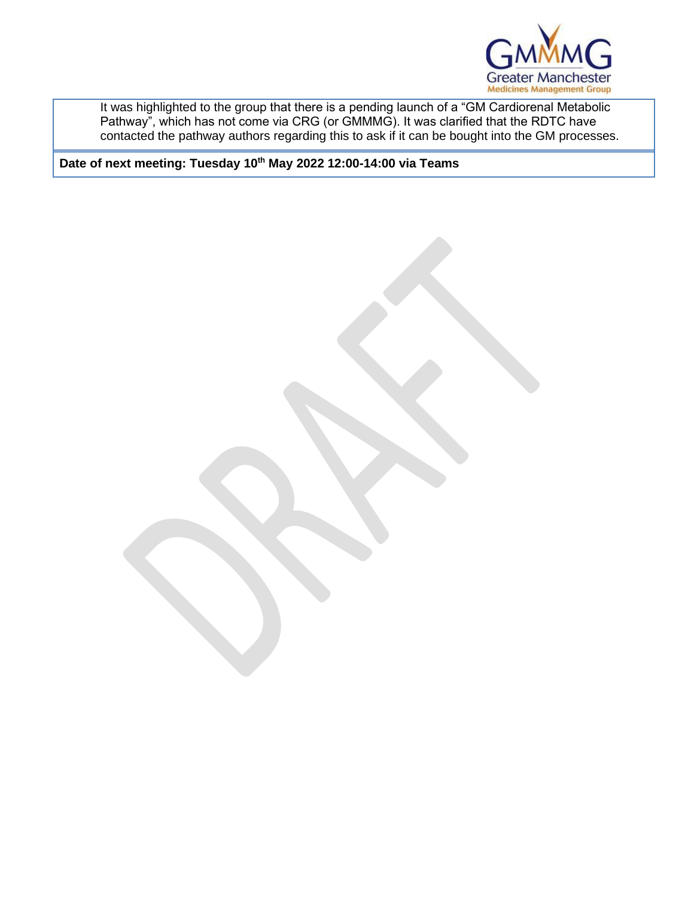It was highlighted to the group that there is a pending launch of a "GM Cardiorenal Metabolic Pathway", which has not come via CRG (or GMMMG). It was clarified that the RDTC have contacted the pathway authors regarding this to ask if it can be bought into the GM processes.

**Date of next meeting: Tuesday 10th May 2022 12:00-14:00 via Teams**